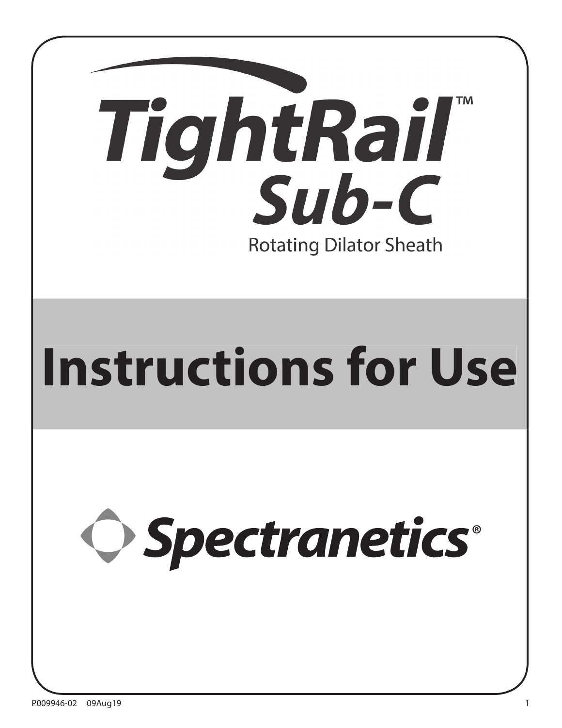# TightRail™ Sub-C

Rotating Dilator Sheath

# Instructions for Use

Spectranetics®

P009946-02 09Aug19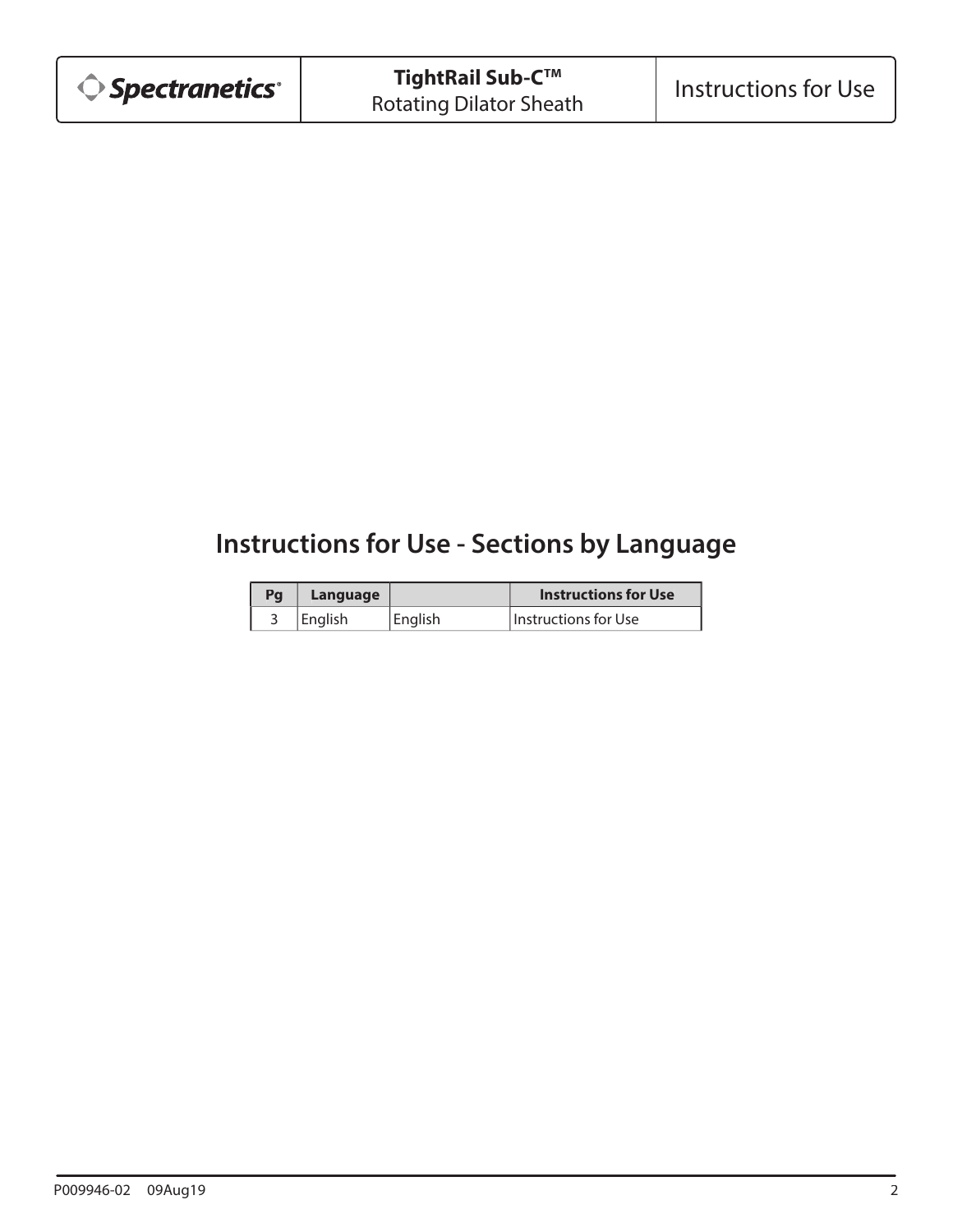# Instructions for Use - Sections by Language

| Pg | Language | | Instructions for Use |
|---|---|---|---|
| 3 | English | English | Instructions for Use |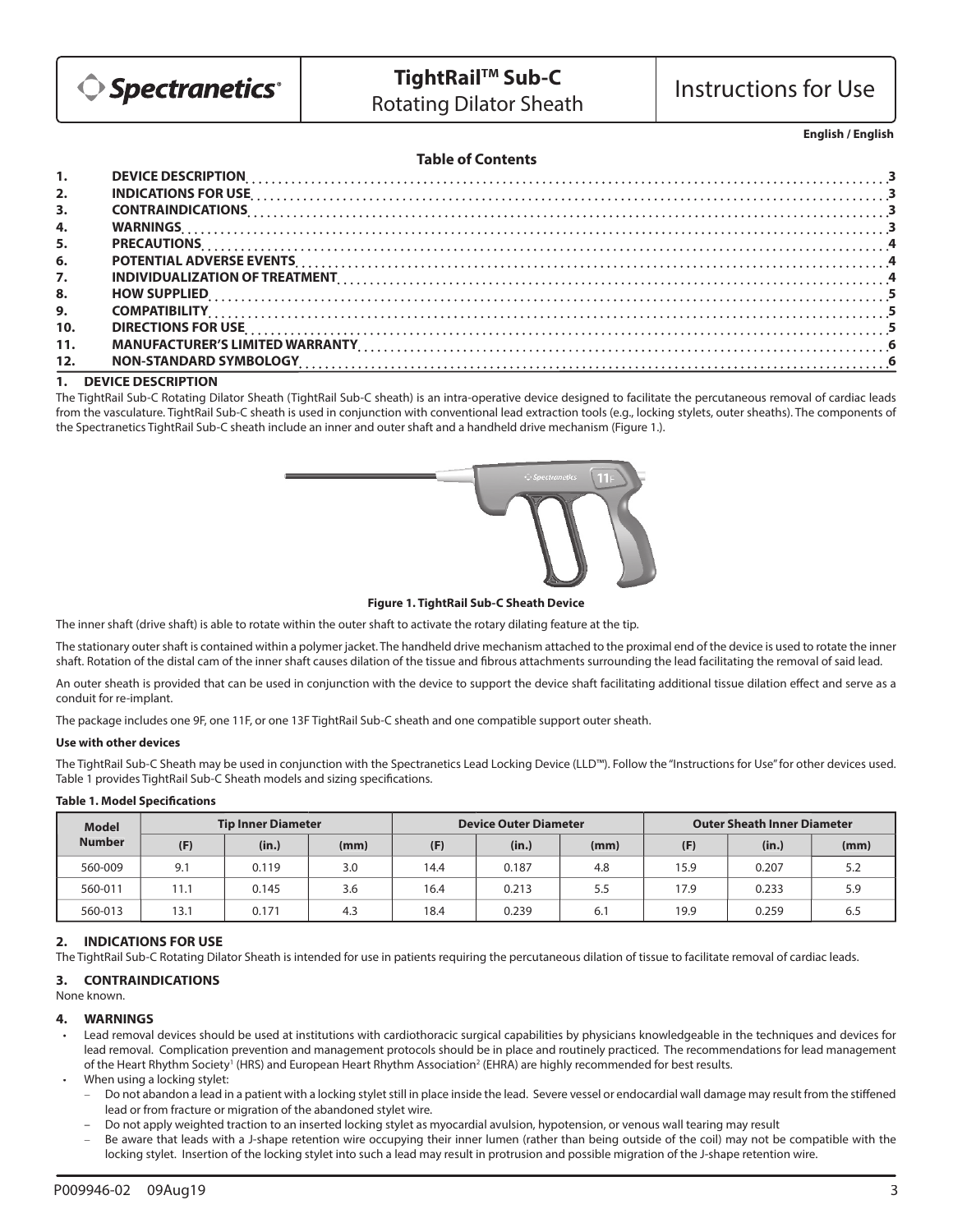# TightRail™ Sub-C Rotating Dilator Sheath

# Instructions for Use

**English / English**

## Table of Contents

| | | |
|---|---|---|
| 1. | DEVICE DESCRIPTION | 3 |
| 2. | INDICATIONS FOR USE | 3 |
| 3. | CONTRAINDICATIONS | 3 |
| 4. | WARNINGS | 3 |
| 5. | PRECAUTIONS | 4 |
| 6. | POTENTIAL ADVERSE EVENTS | 4 |
| 7. | INDIVIDUALIZATION OF TREATMENT | 4 |
| 8. | HOW SUPPLIED | 5 |
| 9. | COMPATIBILITY | 5 |
| 10. | DIRECTIONS FOR USE | 5 |
| 11. | MANUFACTURER'S LIMITED WARRANTY | 6 |
| 12. | NON-STANDARD SYMBOLOGY | 6 |

## 1. DEVICE DESCRIPTION

The TightRail Sub-C Rotating Dilator Sheath (TightRail Sub-C sheath) is an intra-operative device designed to facilitate the percutaneous removal of cardiac leads from the vasculature. TightRail Sub-C sheath is used in conjunction with conventional lead extraction tools (e.g., locking stylets, outer sheaths). The components of the Spectranetics TightRail Sub-C sheath include an inner and outer shaft and a handheld drive mechanism (Figure 1.).

**Figure 1. TightRail Sub-C Sheath Device**

The inner shaft (drive shaft) is able to rotate within the outer shaft to activate the rotary dilating feature at the tip.

The stationary outer shaft is contained within a polymer jacket. The handheld drive mechanism attached to the proximal end of the device is used to rotate the inner shaft. Rotation of the distal cam of the inner shaft causes dilation of the tissue and fibrous attachments surrounding the lead facilitating the removal of said lead.

An outer sheath is provided that can be used in conjunction with the device to support the device shaft facilitating additional tissue dilation effect and serve as a conduit for re-implant.

The package includes one 9F, one 11F, or one 13F TightRail Sub-C sheath and one compatible support outer sheath.

### Use with other devices

The TightRail Sub-C Sheath may be used in conjunction with the Spectranetics Lead Locking Device (LLD™). Follow the "Instructions for Use" for other devices used. Table 1 provides TightRail Sub-C Sheath models and sizing specifications.

**Table 1. Model Specifications**

| Model Number | Tip Inner Diameter | | | Device Outer Diameter | | | Outer Sheath Inner Diameter | | |
|---|---|---|---|---|---|---|---|---|---|
| | (F) | (in.) | (mm) | (F) | (in.) | (mm) | (F) | (in.) | (mm) |
| 560-009 | 9.1 | 0.119 | 3.0 | 14.4 | 0.187 | 4.8 | 15.9 | 0.207 | 5.2 |
| 560-011 | 11.1 | 0.145 | 3.6 | 16.4 | 0.213 | 5.5 | 17.9 | 0.233 | 5.9 |
| 560-013 | 13.1 | 0.171 | 4.3 | 18.4 | 0.239 | 6.1 | 19.9 | 0.259 | 6.5 |

## 2. INDICATIONS FOR USE

The TightRail Sub-C Rotating Dilator Sheath is intended for use in patients requiring the percutaneous dilation of tissue to facilitate removal of cardiac leads.

## 3. CONTRAINDICATIONS

None known.

## 4. WARNINGS

- Lead removal devices should be used at institutions with cardiothoracic surgical capabilities by physicians knowledgeable in the techniques and devices for lead removal. Complication prevention and management protocols should be in place and routinely practiced. The recommendations for lead management of the Heart Rhythm Society[1] (HRS) and European Heart Rhythm Association[2] (EHRA) are highly recommended for best results.
- When using a locking stylet:
  - Do not abandon a lead in a patient with a locking stylet still in place inside the lead. Severe vessel or endocardial wall damage may result from the stiffened lead or from fracture or migration of the abandoned stylet wire.
  - Do not apply weighted traction to an inserted locking stylet as myocardial avulsion, hypotension, or venous wall tearing may result
  - Be aware that leads with a J-shape retention wire occupying their inner lumen (rather than being outside of the coil) may not be compatible with the locking stylet. Insertion of the locking stylet into such a lead may result in protrusion and possible migration of the J-shape retention wire.

P009946-02 09Aug19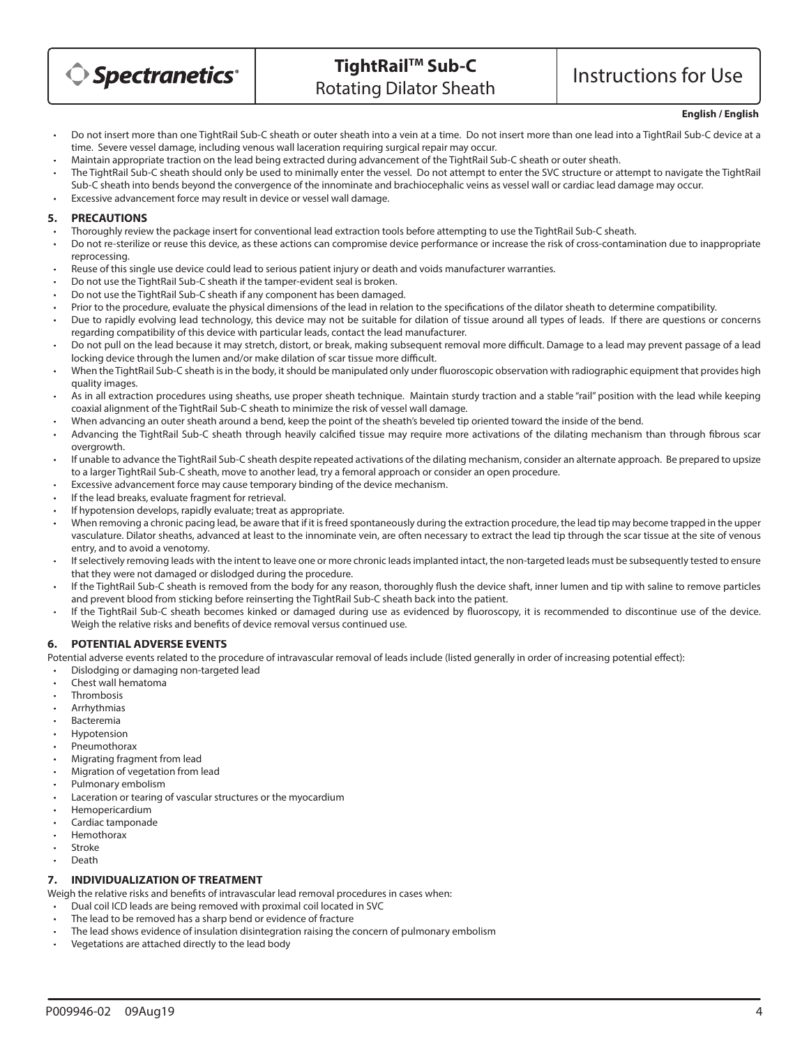- Do not insert more than one TightRail Sub-C sheath or outer sheath into a vein at a time. Do not insert more than one lead into a TightRail Sub-C device at a time. Severe vessel damage, including venous wall laceration requiring surgical repair may occur.
- Maintain appropriate traction on the lead being extracted during advancement of the TightRail Sub-C sheath or outer sheath.
- The TightRail Sub-C sheath should only be used to minimally enter the vessel. Do not attempt to enter the SVC structure or attempt to navigate the TightRail Sub-C sheath into bends beyond the convergence of the innominate and brachiocephalic veins as vessel wall or cardiac lead damage may occur.
- Excessive advancement force may result in device or vessel wall damage.

## 5. PRECAUTIONS

- Thoroughly review the package insert for conventional lead extraction tools before attempting to use the TightRail Sub-C sheath.
- Do not re-sterilize or reuse this device, as these actions can compromise device performance or increase the risk of cross-contamination due to inappropriate reprocessing.
- Reuse of this single use device could lead to serious patient injury or death and voids manufacturer warranties.
- Do not use the TightRail Sub-C sheath if the tamper-evident seal is broken.
- Do not use the TightRail Sub-C sheath if any component has been damaged.
- Prior to the procedure, evaluate the physical dimensions of the lead in relation to the specifications of the dilator sheath to determine compatibility.
- Due to rapidly evolving lead technology, this device may not be suitable for dilation of tissue around all types of leads. If there are questions or concerns regarding compatibility of this device with particular leads, contact the lead manufacturer.
- Do not pull on the lead because it may stretch, distort, or break, making subsequent removal more difficult. Damage to a lead may prevent passage of a lead locking device through the lumen and/or make dilation of scar tissue more difficult.
- When the TightRail Sub-C sheath is in the body, it should be manipulated only under fluoroscopic observation with radiographic equipment that provides high quality images.
- As in all extraction procedures using sheaths, use proper sheath technique. Maintain sturdy traction and a stable "rail" position with the lead while keeping coaxial alignment of the TightRail Sub-C sheath to minimize the risk of vessel wall damage.
- When advancing an outer sheath around a bend, keep the point of the sheath's beveled tip oriented toward the inside of the bend.
- Advancing the TightRail Sub-C sheath through heavily calcified tissue may require more activations of the dilating mechanism than through fibrous scar overgrowth.
- If unable to advance the TightRail Sub-C sheath despite repeated activations of the dilating mechanism, consider an alternate approach. Be prepared to upsize to a larger TightRail Sub-C sheath, move to another lead, try a femoral approach or consider an open procedure.
- Excessive advancement force may cause temporary binding of the device mechanism.
- If the lead breaks, evaluate fragment for retrieval.
- If hypotension develops, rapidly evaluate; treat as appropriate.
- When removing a chronic pacing lead, be aware that if it is freed spontaneously during the extraction procedure, the lead tip may become trapped in the upper vasculature. Dilator sheaths, advanced at least to the innominate vein, are often necessary to extract the lead tip through the scar tissue at the site of venous entry, and to avoid a venotomy.
- If selectively removing leads with the intent to leave one or more chronic leads implanted intact, the non-targeted leads must be subsequently tested to ensure that they were not damaged or dislodged during the procedure.
- If the TightRail Sub-C sheath is removed from the body for any reason, thoroughly flush the device shaft, inner lumen and tip with saline to remove particles and prevent blood from sticking before reinserting the TightRail Sub-C sheath back into the patient.
- If the TightRail Sub-C sheath becomes kinked or damaged during use as evidenced by fluoroscopy, it is recommended to discontinue use of the device. Weigh the relative risks and benefits of device removal versus continued use.

## 6. POTENTIAL ADVERSE EVENTS

Potential adverse events related to the procedure of intravascular removal of leads include (listed generally in order of increasing potential effect):

- Dislodging or damaging non-targeted lead
- Chest wall hematoma
- Thrombosis
- Arrhythmias
- Bacteremia
- Hypotension
- Pneumothorax
- Migrating fragment from lead
- Migration of vegetation from lead
- Pulmonary embolism
- Laceration or tearing of vascular structures or the myocardium
- Hemopericardium
- Cardiac tamponade
- Hemothorax
- Stroke
- Death

## 7. INDIVIDUALIZATION OF TREATMENT

Weigh the relative risks and benefits of intravascular lead removal procedures in cases when:

- Dual coil ICD leads are being removed with proximal coil located in SVC
- The lead to be removed has a sharp bend or evidence of fracture
- The lead shows evidence of insulation disintegration raising the concern of pulmonary embolism
- Vegetations are attached directly to the lead body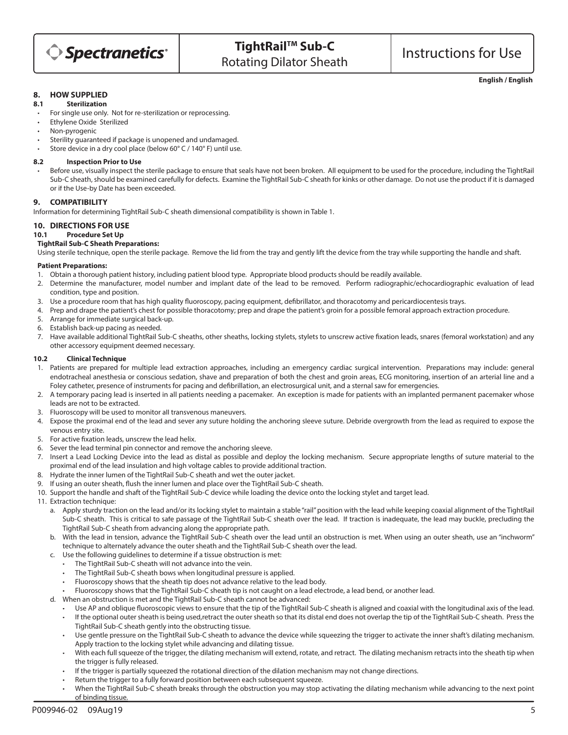## 8. HOW SUPPLIED

### 8.1 Sterilization

- For single use only. Not for re-sterilization or reprocessing.
- Ethylene Oxide Sterilized
- Non-pyrogenic
- Sterility guaranteed if package is unopened and undamaged.
- Store device in a dry cool place (below 60° C / 140° F) until use.

### 8.2 Inspection Prior to Use

- Before use, visually inspect the sterile package to ensure that seals have not been broken. All equipment to be used for the procedure, including the TightRail Sub-C sheath, should be examined carefully for defects. Examine the TightRail Sub-C sheath for kinks or other damage. Do not use the product if it is damaged or if the Use-by Date has been exceeded.

## 9. COMPATIBILITY

Information for determining TightRail Sub-C sheath dimensional compatibility is shown in Table 1.

## 10. DIRECTIONS FOR USE

### 10.1 Procedure Set Up

**TightRail Sub-C Sheath Preparations:**

Using sterile technique, open the sterile package. Remove the lid from the tray and gently lift the device from the tray while supporting the handle and shaft.

**Patient Preparations:**

1. Obtain a thorough patient history, including patient blood type. Appropriate blood products should be readily available.
2. Determine the manufacturer, model number and implant date of the lead to be removed. Perform radiographic/echocardiographic evaluation of lead condition, type and position.
3. Use a procedure room that has high quality fluoroscopy, pacing equipment, defibrillator, and thoracotomy and pericardiocentesis trays.
4. Prep and drape the patient's chest for possible thoracotomy; prep and drape the patient's groin for a possible femoral approach extraction procedure.
5. Arrange for immediate surgical back-up.
6. Establish back-up pacing as needed.
7. Have available additional TightRail Sub-C sheaths, other sheaths, locking stylets, stylets to unscrew active fixation leads, snares (femoral workstation) and any other accessory equipment deemed necessary.

### 10.2 Clinical Technique

1. Patients are prepared for multiple lead extraction approaches, including an emergency cardiac surgical intervention. Preparations may include: general endotracheal anesthesia or conscious sedation, shave and preparation of both the chest and groin areas, ECG monitoring, insertion of an arterial line and a Foley catheter, presence of instruments for pacing and defibrillation, an electrosurgical unit, and a sternal saw for emergencies.
2. A temporary pacing lead is inserted in all patients needing a pacemaker. An exception is made for patients with an implanted permanent pacemaker whose leads are not to be extracted.
3. Fluoroscopy will be used to monitor all transvenous maneuvers.
4. Expose the proximal end of the lead and sever any suture holding the anchoring sleeve suture. Debride overgrowth from the lead as required to expose the venous entry site.
5. For active fixation leads, unscrew the lead helix.
6. Sever the lead terminal pin connector and remove the anchoring sleeve.
7. Insert a Lead Locking Device into the lead as distal as possible and deploy the locking mechanism. Secure appropriate lengths of suture material to the proximal end of the lead insulation and high voltage cables to provide additional traction.
8. Hydrate the inner lumen of the TightRail Sub-C sheath and wet the outer jacket.
9. If using an outer sheath, flush the inner lumen and place over the TightRail Sub-C sheath.
10. Support the handle and shaft of the TightRail Sub-C device while loading the device onto the locking stylet and target lead.
11. Extraction technique:
    a. Apply sturdy traction on the lead and/or its locking stylet to maintain a stable "rail" position with the lead while keeping coaxial alignment of the TightRail Sub-C sheath. This is critical to safe passage of the TightRail Sub-C sheath over the lead. If traction is inadequate, the lead may buckle, precluding the TightRail Sub-C sheath from advancing along the appropriate path.
    b. With the lead in tension, advance the TightRail Sub-C sheath over the lead until an obstruction is met. When using an outer sheath, use an "inchworm" technique to alternately advance the outer sheath and the TightRail Sub-C sheath over the lead.
    c. Use the following guidelines to determine if a tissue obstruction is met:
       - The TightRail Sub-C sheath will not advance into the vein.
       - The TightRail Sub-C sheath bows when longitudinal pressure is applied.
       - Fluoroscopy shows that the sheath tip does not advance relative to the lead body.
       - Fluoroscopy shows that the TightRail Sub-C sheath tip is not caught on a lead electrode, a lead bend, or another lead.
    d. When an obstruction is met and the TightRail Sub-C sheath cannot be advanced:
       - Use AP and oblique fluoroscopic views to ensure that the tip of the TightRail Sub-C sheath is aligned and coaxial with the longitudinal axis of the lead.
       - If the optional outer sheath is being used,retract the outer sheath so that its distal end does not overlap the tip of the TightRail Sub-C sheath. Press the TightRail Sub-C sheath gently into the obstructing tissue.
       - Use gentle pressure on the TightRail Sub-C sheath to advance the device while squeezing the trigger to activate the inner shaft's dilating mechanism. Apply traction to the locking stylet while advancing and dilating tissue.
       - With each full squeeze of the trigger, the dilating mechanism will extend, rotate, and retract. The dilating mechanism retracts into the sheath tip when the trigger is fully released.
       - If the trigger is partially squeezed the rotational direction of the dilation mechanism may not change directions.
       - Return the trigger to a fully forward position between each subsequent squeeze.
       - When the TightRail Sub-C sheath breaks through the obstruction you may stop activating the dilating mechanism while advancing to the next point of binding tissue.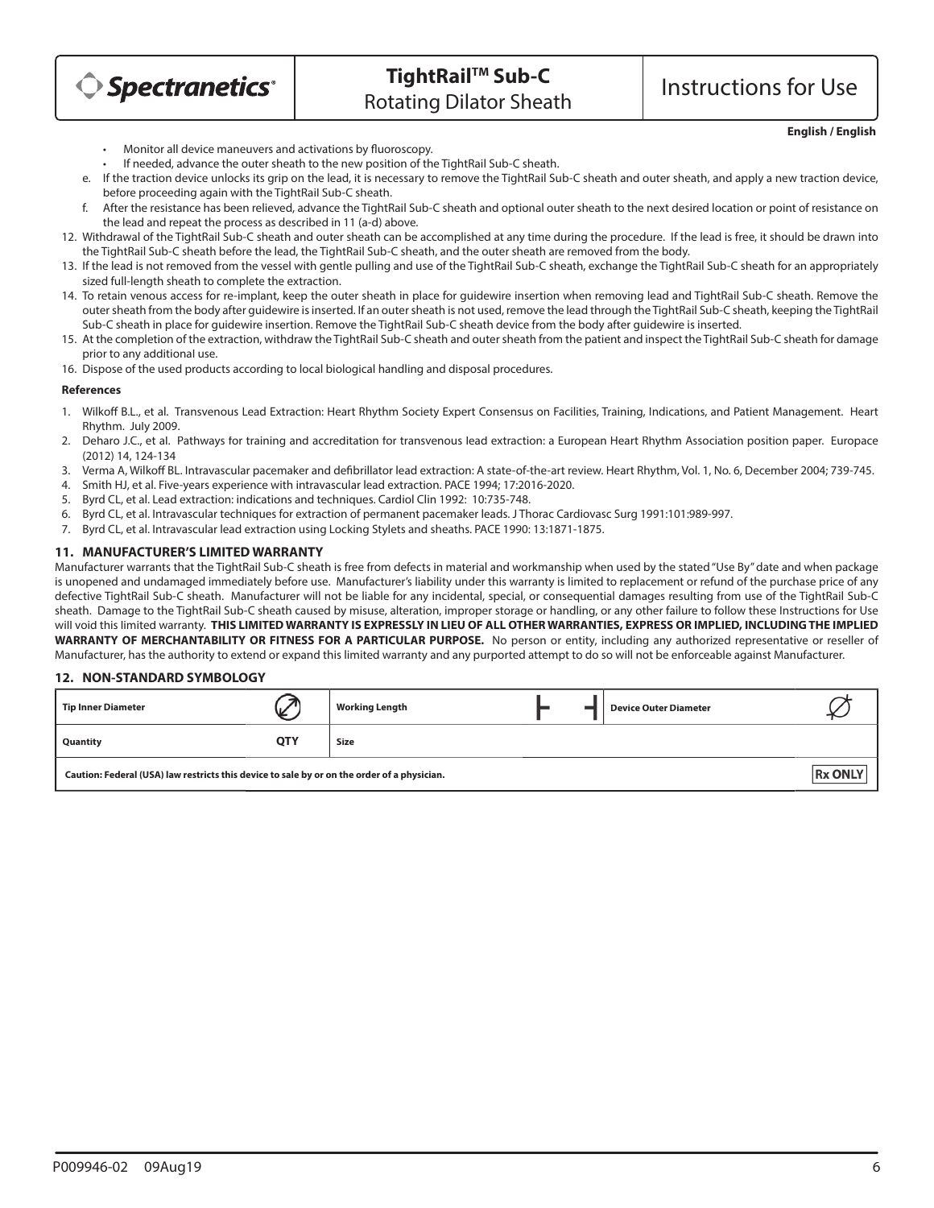- Monitor all device maneuvers and activations by fluoroscopy.
- If needed, advance the outer sheath to the new position of the TightRail Sub-C sheath.

e. If the traction device unlocks its grip on the lead, it is necessary to remove the TightRail Sub-C sheath and outer sheath, and apply a new traction device, before proceeding again with the TightRail Sub-C sheath.

f. After the resistance has been relieved, advance the TightRail Sub-C sheath and optional outer sheath to the next desired location or point of resistance on the lead and repeat the process as described in 11 (a-d) above.

12. Withdrawal of the TightRail Sub-C sheath and outer sheath can be accomplished at any time during the procedure. If the lead is free, it should be drawn into the TightRail Sub-C sheath before the lead, the TightRail Sub-C sheath, and the outer sheath are removed from the body.
13. If the lead is not removed from the vessel with gentle pulling and use of the TightRail Sub-C sheath, exchange the TightRail Sub-C sheath for an appropriately sized full-length sheath to complete the extraction.
14. To retain venous access for re-implant, keep the outer sheath in place for guidewire insertion when removing lead and TightRail Sub-C sheath. Remove the outer sheath from the body after guidewire is inserted. If an outer sheath is not used, remove the lead through the TightRail Sub-C sheath, keeping the TightRail Sub-C sheath in place for guidewire insertion. Remove the TightRail Sub-C sheath device from the body after guidewire is inserted.
15. At the completion of the extraction, withdraw the TightRail Sub-C sheath and outer sheath from the patient and inspect the TightRail Sub-C sheath for damage prior to any additional use.
16. Dispose of the used products according to local biological handling and disposal procedures.

**References**

1. Wilkoff B.L., et al. Transvenous Lead Extraction: Heart Rhythm Society Expert Consensus on Facilities, Training, Indications, and Patient Management. Heart Rhythm. July 2009.
2. Deharo J.C., et al. Pathways for training and accreditation for transvenous lead extraction: a European Heart Rhythm Association position paper. Europace (2012) 14, 124-134
3. Verma A, Wilkoff BL. Intravascular pacemaker and defibrillator lead extraction: A state-of-the-art review. Heart Rhythm, Vol. 1, No. 6, December 2004; 739-745.
4. Smith HJ, et al. Five-years experience with intravascular lead extraction. PACE 1994; 17:2016-2020.
5. Byrd CL, et al. Lead extraction: indications and techniques. Cardiol Clin 1992: 10:735-748.
6. Byrd CL, et al. Intravascular techniques for extraction of permanent pacemaker leads. J Thorac Cardiovasc Surg 1991:101:989-997.
7. Byrd CL, et al. Intravascular lead extraction using Locking Stylets and sheaths. PACE 1990: 13:1871-1875.

## 11. MANUFACTURER'S LIMITED WARRANTY

Manufacturer warrants that the TightRail Sub-C sheath is free from defects in material and workmanship when used by the stated "Use By" date and when package is unopened and undamaged immediately before use. Manufacturer's liability under this warranty is limited to replacement or refund of the purchase price of any defective TightRail Sub-C sheath. Manufacturer will not be liable for any incidental, special, or consequential damages resulting from use of the TightRail Sub-C sheath. Damage to the TightRail Sub-C sheath caused by misuse, alteration, improper storage or handling, or any other failure to follow these Instructions for Use will void this limited warranty. **THIS LIMITED WARRANTY IS EXPRESSLY IN LIEU OF ALL OTHER WARRANTIES, EXPRESS OR IMPLIED, INCLUDING THE IMPLIED WARRANTY OF MERCHANTABILITY OR FITNESS FOR A PARTICULAR PURPOSE.** No person or entity, including any authorized representative or reseller of Manufacturer, has the authority to extend or expand this limited warranty and any purported attempt to do so will not be enforceable against Manufacturer.

## 12. NON-STANDARD SYMBOLOGY

| **Tip Inner Diameter** | | **Working Length** | | **Device Outer Diameter** | |
|---|---|---|---|---|---|
| **Quantity** | **QTY** | **Size** | | | |
| **Caution: Federal (USA) law restricts this device to sale by or on the order of a physician.** | | | | | **Rx ONLY** |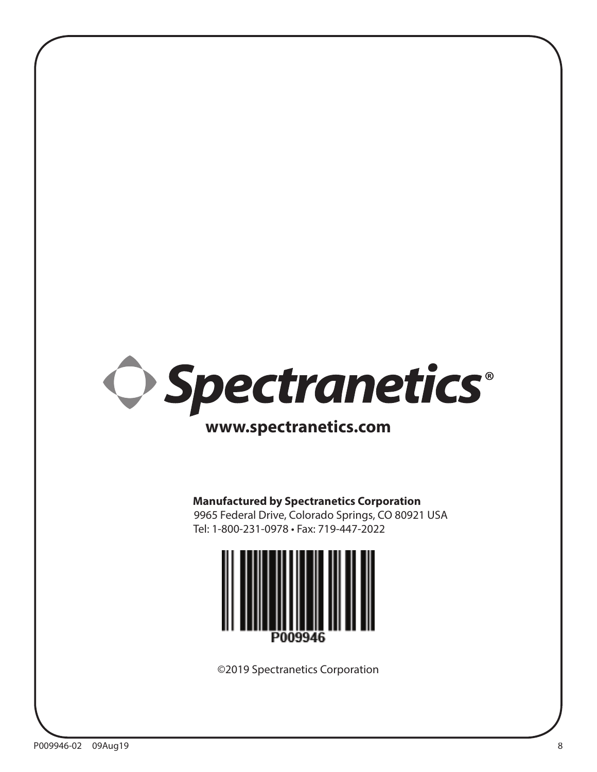Spectranetics®

**www.spectranetics.com**

**Manufactured by Spectranetics Corporation**
9965 Federal Drive, Colorado Springs, CO 80921 USA
Tel: 1-800-231-0978 • Fax: 719-447-2022

P009946

©2019 Spectranetics Corporation

P009946-02 09Aug19